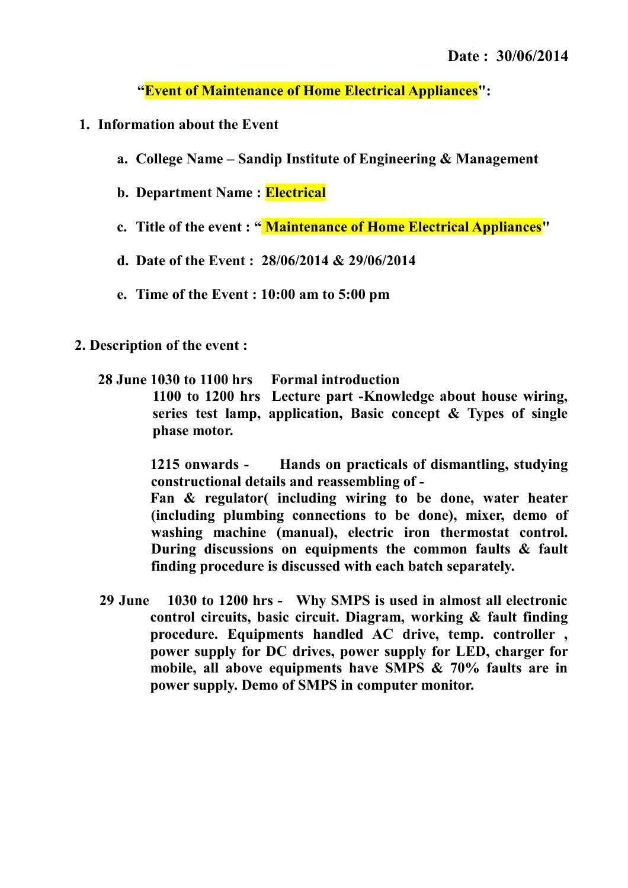**Date : 30/06/2014**

**"Event of Maintenance of Home Electrical Appliances":**

1. **Information about the Event**

   a. **College Name – Sandip Institute of Engineering & Management**

   b. **Department Name : Electrical**

   c. **Title of the event : " Maintenance of Home Electrical Appliances"**

   d. **Date of the Event : 28/06/2014 & 29/06/2014**

   e. **Time of the Event : 10:00 am to 5:00 pm**

2. **Description of the event :**

**28 June 1030 to 1100 hrs Formal introduction**

**1100 to 1200 hrs Lecture part -Knowledge about house wiring, series test lamp, application, Basic concept & Types of single phase motor.**

**1215 onwards - Hands on practicals of dismantling, studying constructional details and reassembling of -**
**Fan & regulator( including wiring to be done, water heater (including plumbing connections to be done), mixer, demo of washing machine (manual), electric iron thermostat control. During discussions on equipments the common faults & fault finding procedure is discussed with each batch separately.**

**29 June 1030 to 1200 hrs - Why SMPS is used in almost all electronic control circuits, basic circuit. Diagram, working & fault finding procedure. Equipments handled AC drive, temp. controller , power supply for DC drives, power supply for LED, charger for mobile, all above equipments have SMPS & 70% faults are in power supply. Demo of SMPS in computer monitor.**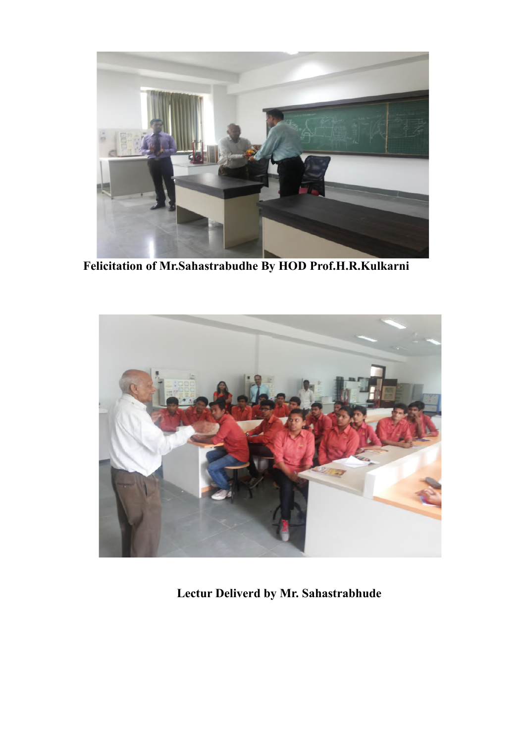**Felicitation of Mr.Sahastrabudhe By HOD Prof.H.R.Kulkarni**

**Lectur Deliverd by Mr. Sahastrabhude**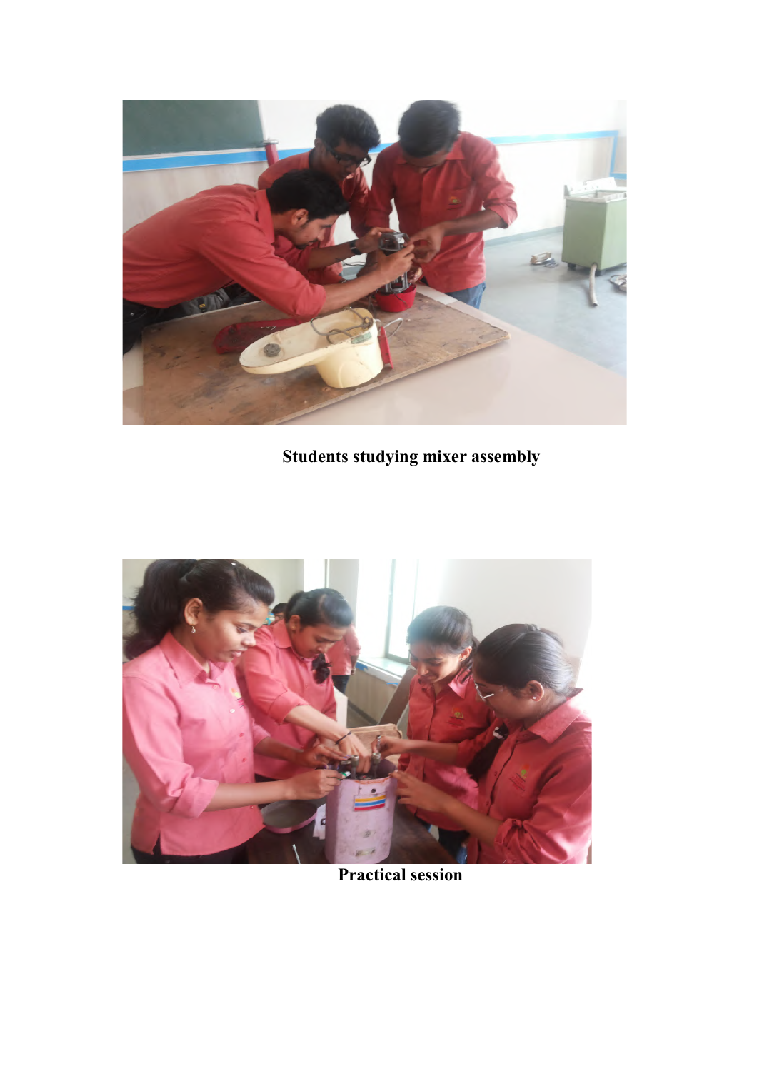**Students studying mixer assembly**

**Practical session**